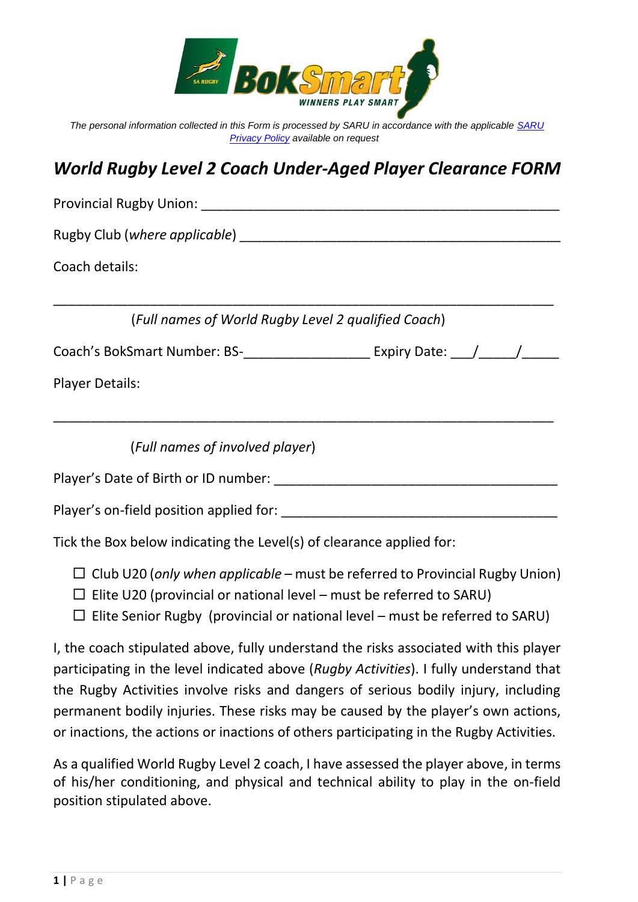*The personal information collected in this Form is processed by SARU in accordance with the applicable [SARU Privacy Policy] available on request*

# *World Rugby Level 2 Coach Under-Aged Player Clearance FORM*

Provincial Rugby Union: ________________________________________________

Rugby Club (*where applicable*) __________________________________________

Coach details:

________________________________________________________________

(*Full names of World Rugby Level 2 qualified Coach*)

Coach's BokSmart Number: BS-________________ Expiry Date: ___/_____/_____

Player Details:

________________________________________________________________

(*Full names of involved player*)

Player's Date of Birth or ID number: _____________________________________

Player's on-field position applied for: ____________________________________

Tick the Box below indicating the Level(s) of clearance applied for:

- ☐ Club U20 (*only when applicable* – must be referred to Provincial Rugby Union)
- ☐ Elite U20 (provincial or national level – must be referred to SARU)
- ☐ Elite Senior Rugby (provincial or national level – must be referred to SARU)

I, the coach stipulated above, fully understand the risks associated with this player participating in the level indicated above (*Rugby Activities*). I fully understand that the Rugby Activities involve risks and dangers of serious bodily injury, including permanent bodily injuries. These risks may be caused by the player's own actions, or inactions, the actions or inactions of others participating in the Rugby Activities.

As a qualified World Rugby Level 2 coach, I have assessed the player above, in terms of his/her conditioning, and physical and technical ability to play in the on-field position stipulated above.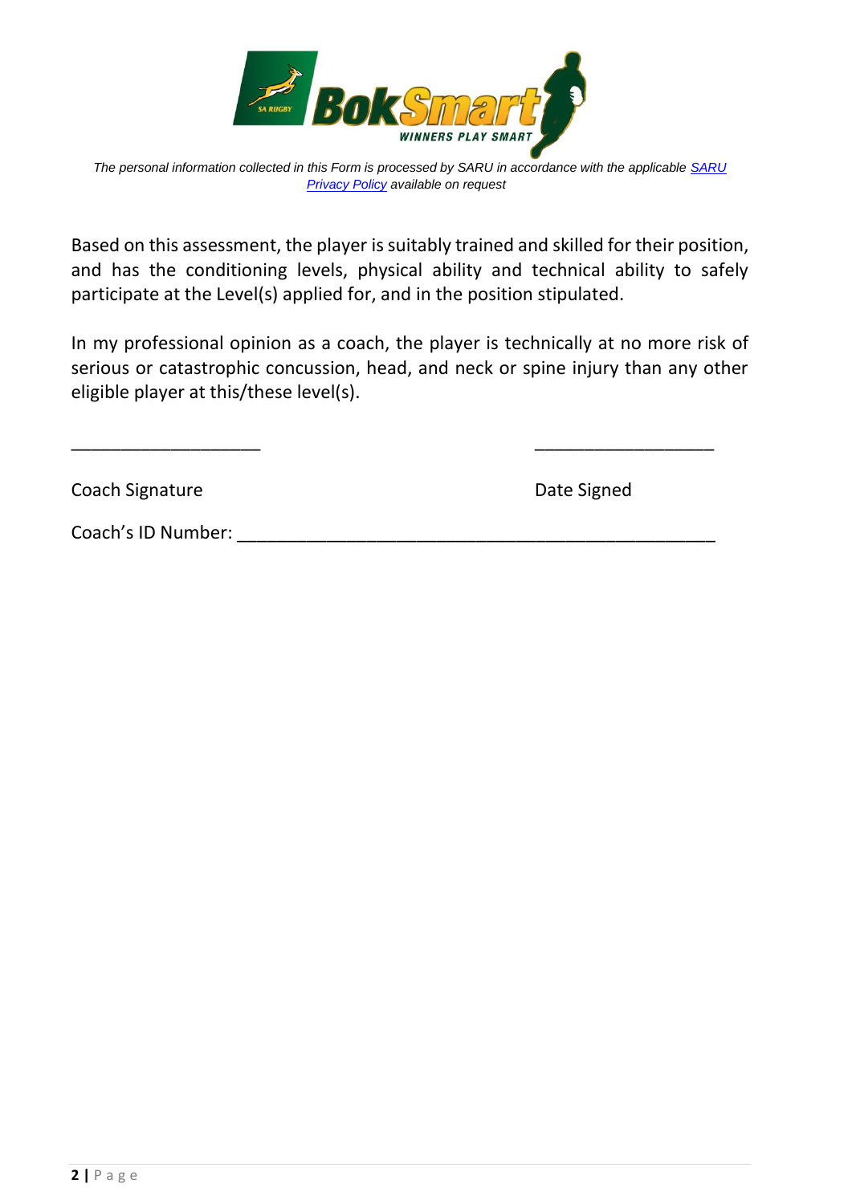*The personal information collected in this Form is processed by SARU in accordance with the applicable SARU Privacy Policy available on request*

Based on this assessment, the player is suitably trained and skilled for their position, and has the conditioning levels, physical ability and technical ability to safely participate at the Level(s) applied for, and in the position stipulated.

In my professional opinion as a coach, the player is technically at no more risk of serious or catastrophic concussion, head, and neck or spine injury than any other eligible player at this/these level(s).

\_\_\_\_\_\_\_\_\_\_\_\_\_\_\_\_\_\_\_\_ \_\_\_\_\_\_\_\_\_\_\_\_\_\_\_\_\_\_\_\_

Coach Signature Date Signed

Coach's ID Number: \_\_\_\_\_\_\_\_\_\_\_\_\_\_\_\_\_\_\_\_\_\_\_\_\_\_\_\_\_\_\_\_\_\_\_\_\_\_\_\_\_\_\_\_\_\_\_\_